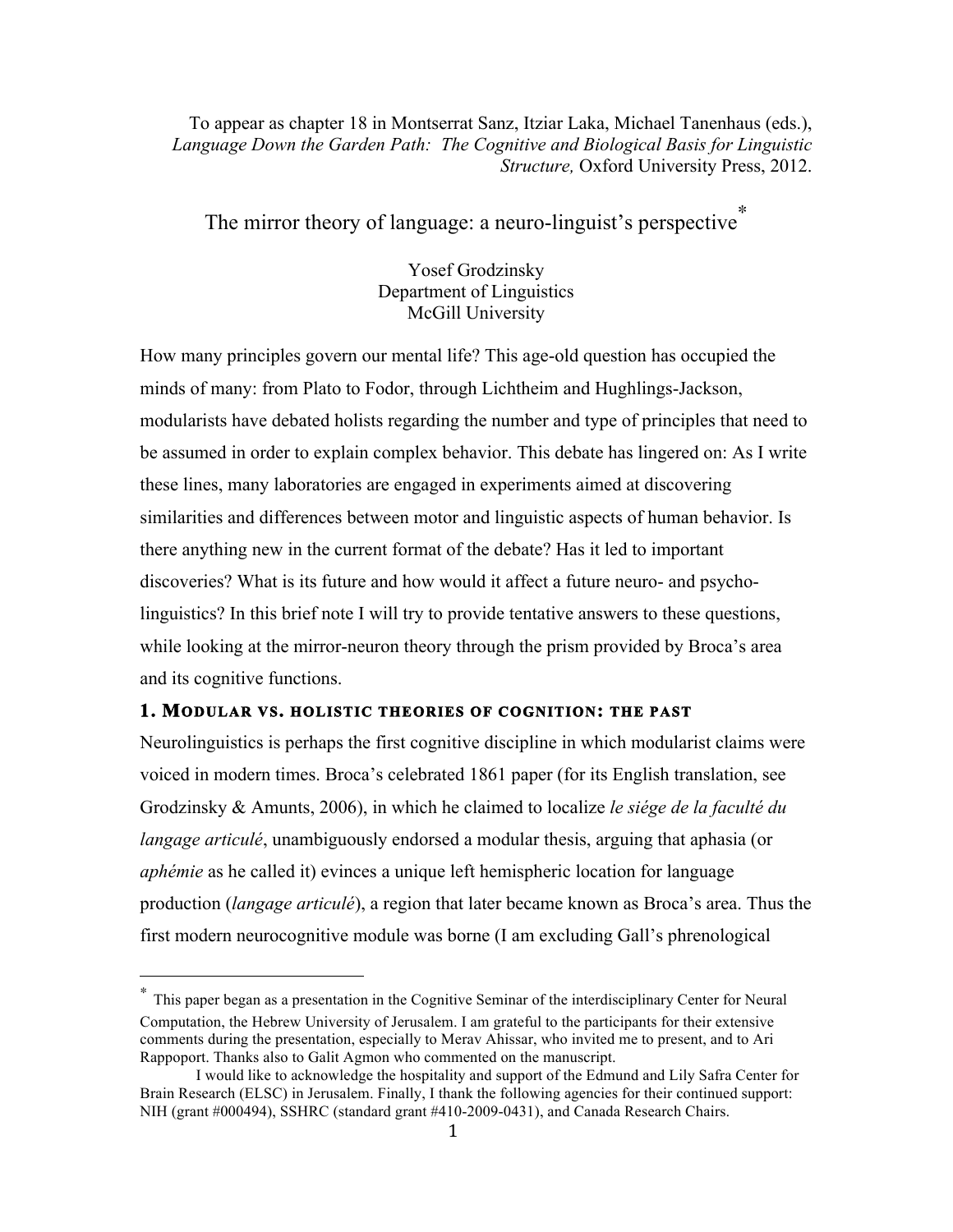To appear as chapter 18 in Montserrat Sanz, Itziar Laka, Michael Tanenhaus (eds.), *Language Down the Garden Path: The Cognitive and Biological Basis for Linguistic Structure,* Oxford University Press, 2012.

# The mirror theory of language: a neuro-linguist's perspective*

Yosef Grodzinsky
Department of Linguistics
McGill University

How many principles govern our mental life? This age-old question has occupied the minds of many: from Plato to Fodor, through Lichtheim and Hughlings-Jackson, modularists have debated holists regarding the number and type of principles that need to be assumed in order to explain complex behavior. This debate has lingered on: As I write these lines, many laboratories are engaged in experiments aimed at discovering similarities and differences between motor and linguistic aspects of human behavior. Is there anything new in the current format of the debate? Has it led to important discoveries? What is its future and how would it affect a future neuro- and psycho-linguistics? In this brief note I will try to provide tentative answers to these questions, while looking at the mirror-neuron theory through the prism provided by Broca's area and its cognitive functions.

## 1. Modular vs. holistic theories of cognition: the past

Neurolinguistics is perhaps the first cognitive discipline in which modularist claims were voiced in modern times. Broca's celebrated 1861 paper (for its English translation, see Grodzinsky & Amunts, 2006), in which he claimed to localize *le siége de la faculté du langage articulé*, unambiguously endorsed a modular thesis, arguing that aphasia (or *aphémie* as he called it) evinces a unique left hemispheric location for language production (*langage articulé*), a region that later became known as Broca's area. Thus the first modern neurocognitive module was borne (I am excluding Gall's phrenological

* This paper began as a presentation in the Cognitive Seminar of the interdisciplinary Center for Neural Computation, the Hebrew University of Jerusalem. I am grateful to the participants for their extensive comments during the presentation, especially to Merav Ahissar, who invited me to present, and to Ari Rappoport. Thanks also to Galit Agmon who commented on the manuscript.

I would like to acknowledge the hospitality and support of the Edmund and Lily Safra Center for Brain Research (ELSC) in Jerusalem. Finally, I thank the following agencies for their continued support: NIH (grant #000494), SSHRC (standard grant #410-2009-0431), and Canada Research Chairs.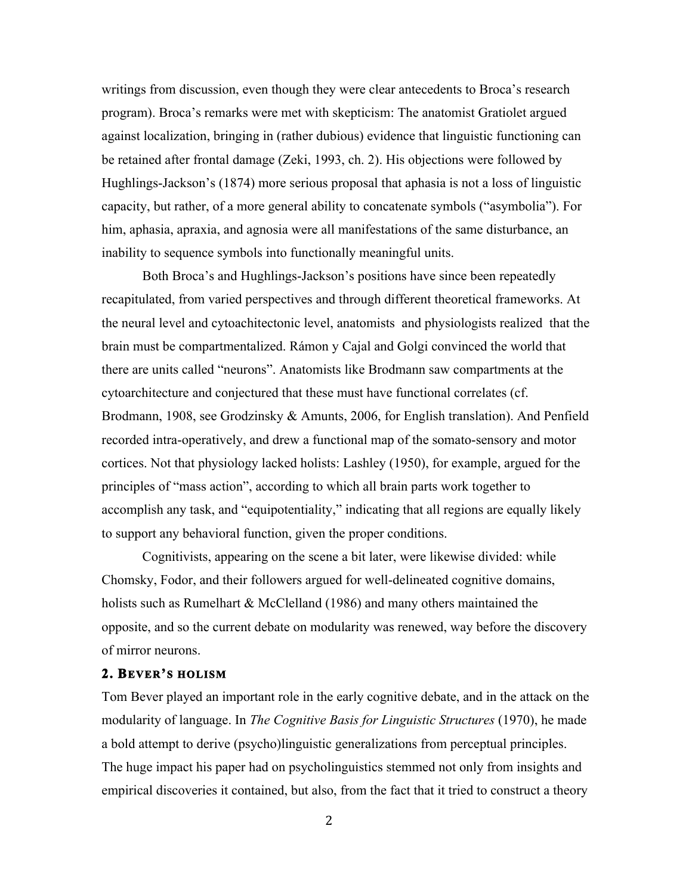writings from discussion, even though they were clear antecedents to Broca's research program). Broca's remarks were met with skepticism: The anatomist Gratiolet argued against localization, bringing in (rather dubious) evidence that linguistic functioning can be retained after frontal damage (Zeki, 1993, ch. 2). His objections were followed by Hughlings-Jackson's (1874) more serious proposal that aphasia is not a loss of linguistic capacity, but rather, of a more general ability to concatenate symbols ("asymbolia"). For him, aphasia, apraxia, and agnosia were all manifestations of the same disturbance, an inability to sequence symbols into functionally meaningful units.

Both Broca's and Hughlings-Jackson's positions have since been repeatedly recapitulated, from varied perspectives and through different theoretical frameworks. At the neural level and cytoachitectonic level, anatomists and physiologists realized that the brain must be compartmentalized. Rámon y Cajal and Golgi convinced the world that there are units called "neurons". Anatomists like Brodmann saw compartments at the cytoarchitecture and conjectured that these must have functional correlates (cf. Brodmann, 1908, see Grodzinsky & Amunts, 2006, for English translation). And Penfield recorded intra-operatively, and drew a functional map of the somato-sensory and motor cortices. Not that physiology lacked holists: Lashley (1950), for example, argued for the principles of "mass action", according to which all brain parts work together to accomplish any task, and "equipotentiality," indicating that all regions are equally likely to support any behavioral function, given the proper conditions.

Cognitivists, appearing on the scene a bit later, were likewise divided: while Chomsky, Fodor, and their followers argued for well-delineated cognitive domains, holists such as Rumelhart & McClelland (1986) and many others maintained the opposite, and so the current debate on modularity was renewed, way before the discovery of mirror neurons.

## 2. Bever's holism

Tom Bever played an important role in the early cognitive debate, and in the attack on the modularity of language. In *The Cognitive Basis for Linguistic Structures* (1970), he made a bold attempt to derive (psycho)linguistic generalizations from perceptual principles. The huge impact his paper had on psycholinguistics stemmed not only from insights and empirical discoveries it contained, but also, from the fact that it tried to construct a theory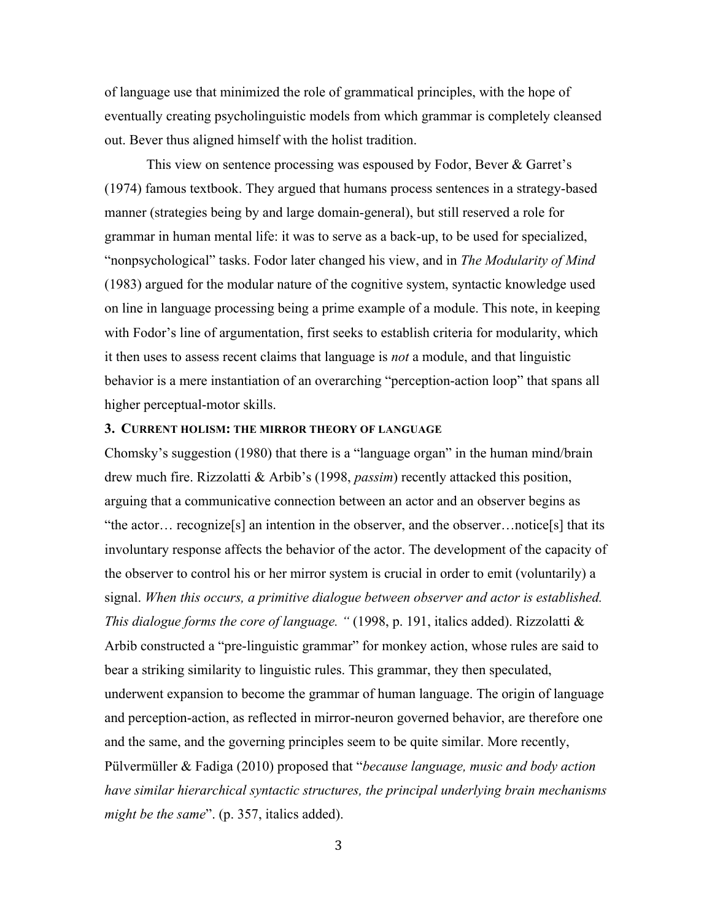of language use that minimized the role of grammatical principles, with the hope of eventually creating psycholinguistic models from which grammar is completely cleansed out. Bever thus aligned himself with the holist tradition.

This view on sentence processing was espoused by Fodor, Bever & Garret's (1974) famous textbook. They argued that humans process sentences in a strategy-based manner (strategies being by and large domain-general), but still reserved a role for grammar in human mental life: it was to serve as a back-up, to be used for specialized, "nonpsychological" tasks. Fodor later changed his view, and in *The Modularity of Mind* (1983) argued for the modular nature of the cognitive system, syntactic knowledge used on line in language processing being a prime example of a module. This note, in keeping with Fodor's line of argumentation, first seeks to establish criteria for modularity, which it then uses to assess recent claims that language is *not* a module, and that linguistic behavior is a mere instantiation of an overarching "perception-action loop" that spans all higher perceptual-motor skills.

## 3. CURRENT HOLISM: THE MIRROR THEORY OF LANGUAGE

Chomsky's suggestion (1980) that there is a "language organ" in the human mind/brain drew much fire. Rizzolatti & Arbib's (1998, *passim*) recently attacked this position, arguing that a communicative connection between an actor and an observer begins as "the actor… recognize[s] an intention in the observer, and the observer…notice[s] that its involuntary response affects the behavior of the actor. The development of the capacity of the observer to control his or her mirror system is crucial in order to emit (voluntarily) a signal. *When this occurs, a primitive dialogue between observer and actor is established. This dialogue forms the core of language. "* (1998, p. 191, italics added). Rizzolatti & Arbib constructed a "pre-linguistic grammar" for monkey action, whose rules are said to bear a striking similarity to linguistic rules. This grammar, they then speculated, underwent expansion to become the grammar of human language. The origin of language and perception-action, as reflected in mirror-neuron governed behavior, are therefore one and the same, and the governing principles seem to be quite similar. More recently, Pülvermüller & Fadiga (2010) proposed that "*because language, music and body action have similar hierarchical syntactic structures, the principal underlying brain mechanisms might be the same*". (p. 357, italics added).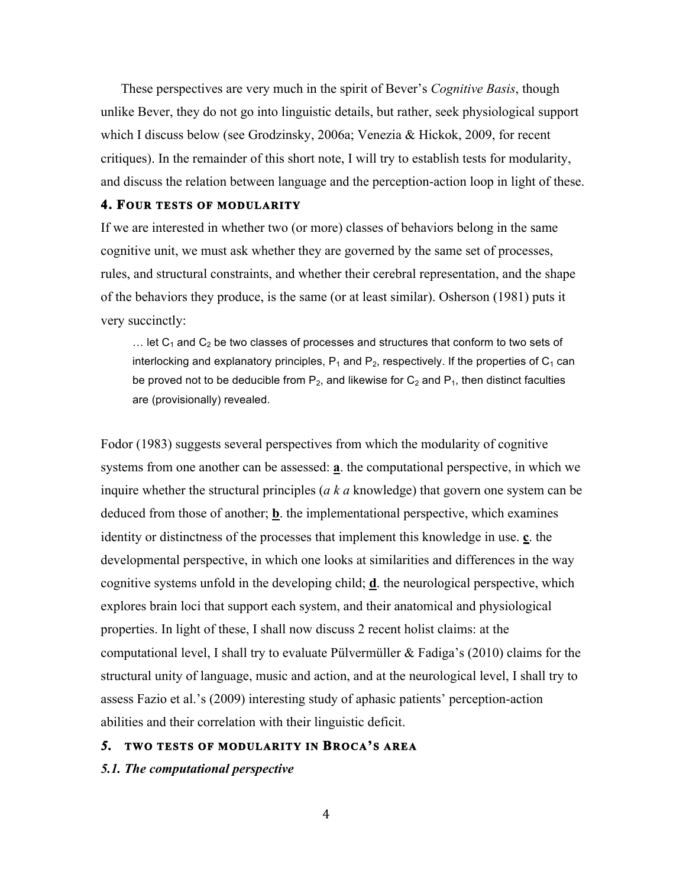These perspectives are very much in the spirit of Bever's *Cognitive Basis*, though unlike Bever, they do not go into linguistic details, but rather, seek physiological support which I discuss below (see Grodzinsky, 2006a; Venezia & Hickok, 2009, for recent critiques). In the remainder of this short note, I will try to establish tests for modularity, and discuss the relation between language and the perception-action loop in light of these.

## 4. Four tests of modularity

If we are interested in whether two (or more) classes of behaviors belong in the same cognitive unit, we must ask whether they are governed by the same set of processes, rules, and structural constraints, and whether their cerebral representation, and the shape of the behaviors they produce, is the same (or at least similar). Osherson (1981) puts it very succinctly:

> … let $C_1$ and $C_2$ be two classes of processes and structures that conform to two sets of interlocking and explanatory principles, $P_1$ and $P_2$, respectively. If the properties of $C_1$ can be proved not to be deducible from $P_2$, and likewise for $C_2$ and $P_1$, then distinct faculties are (provisionally) revealed.

Fodor (1983) suggests several perspectives from which the modularity of cognitive systems from one another can be assessed: **a**. the computational perspective, in which we inquire whether the structural principles (*a k a* knowledge) that govern one system can be deduced from those of another; **b**. the implementational perspective, which examines identity or distinctness of the processes that implement this knowledge in use. **c**. the developmental perspective, in which one looks at similarities and differences in the way cognitive systems unfold in the developing child; **d**. the neurological perspective, which explores brain loci that support each system, and their anatomical and physiological properties. In light of these, I shall now discuss 2 recent holist claims: at the computational level, I shall try to evaluate Pülvermüller & Fadiga's (2010) claims for the structural unity of language, music and action, and at the neurological level, I shall try to assess Fazio et al.'s (2009) interesting study of aphasic patients' perception-action abilities and their correlation with their linguistic deficit.

## 5. Two tests of modularity in Broca's area

### *5.1. The computational perspective*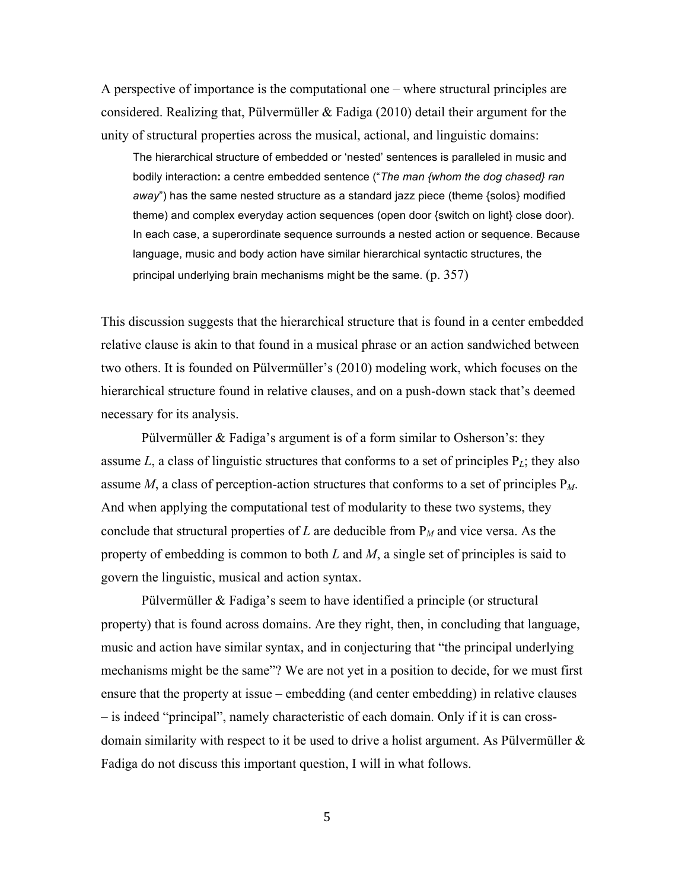A perspective of importance is the computational one – where structural principles are considered. Realizing that, Pülvermüller & Fadiga (2010) detail their argument for the unity of structural properties across the musical, actional, and linguistic domains:

> The hierarchical structure of embedded or 'nested' sentences is paralleled in music and bodily interaction**:** a centre embedded sentence ("*The man {whom the dog chased} ran away*") has the same nested structure as a standard jazz piece (theme {solos} modified theme) and complex everyday action sequences (open door {switch on light} close door). In each case, a superordinate sequence surrounds a nested action or sequence. Because language, music and body action have similar hierarchical syntactic structures, the principal underlying brain mechanisms might be the same. (p. 357)

This discussion suggests that the hierarchical structure that is found in a center embedded relative clause is akin to that found in a musical phrase or an action sandwiched between two others. It is founded on Pülvermüller's (2010) modeling work, which focuses on the hierarchical structure found in relative clauses, and on a push-down stack that's deemed necessary for its analysis.

Pülvermüller & Fadiga's argument is of a form similar to Osherson's: they assume $L$, a class of linguistic structures that conforms to a set of principles $P_L$; they also assume $M$, a class of perception-action structures that conforms to a set of principles $P_M$. And when applying the computational test of modularity to these two systems, they conclude that structural properties of $L$ are deducible from $P_M$ and vice versa. As the property of embedding is common to both $L$ and $M$, a single set of principles is said to govern the linguistic, musical and action syntax.

Pülvermüller & Fadiga's seem to have identified a principle (or structural property) that is found across domains. Are they right, then, in concluding that language, music and action have similar syntax, and in conjecturing that "the principal underlying mechanisms might be the same"? We are not yet in a position to decide, for we must first ensure that the property at issue – embedding (and center embedding) in relative clauses – is indeed "principal", namely characteristic of each domain. Only if it is can cross-domain similarity with respect to it be used to drive a holist argument. As Pülvermüller & Fadiga do not discuss this important question, I will in what follows.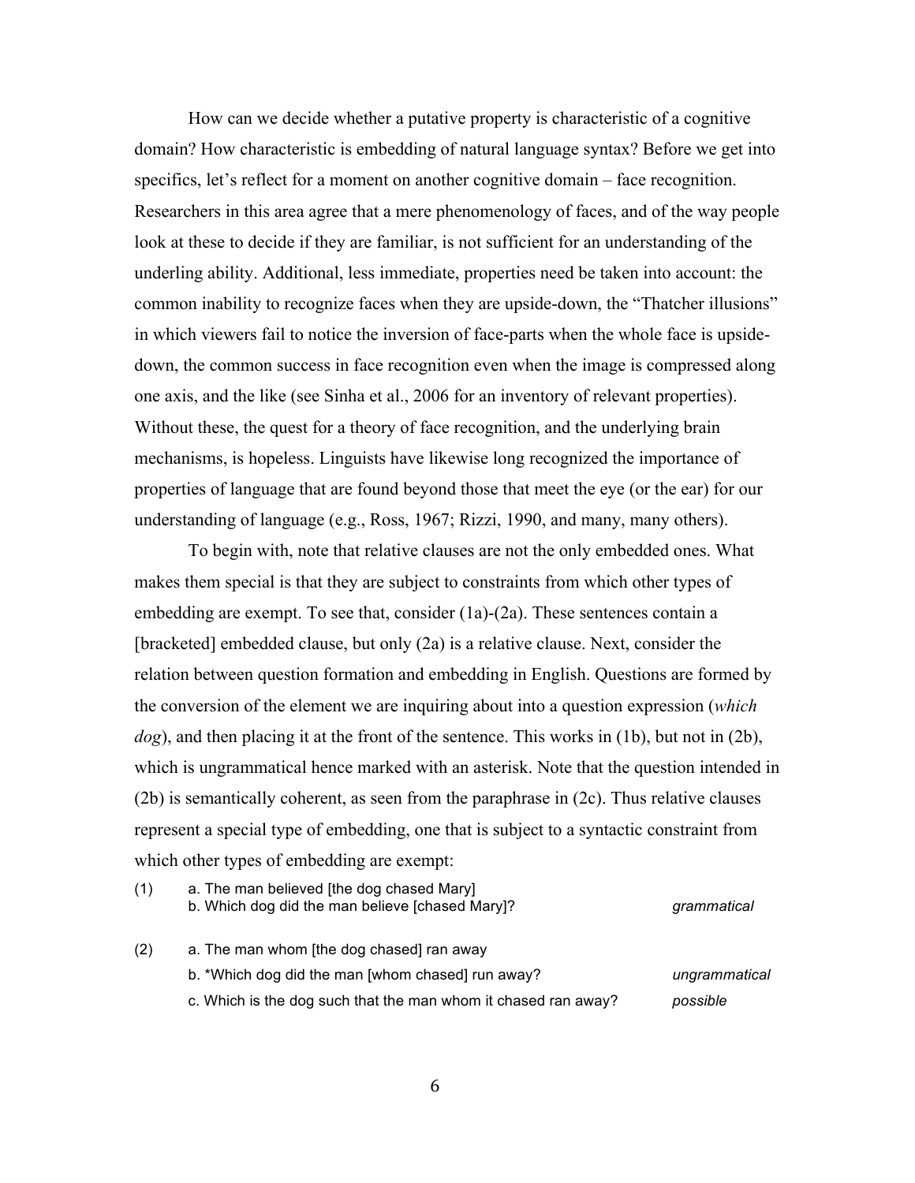How can we decide whether a putative property is characteristic of a cognitive domain? How characteristic is embedding of natural language syntax? Before we get into specifics, let's reflect for a moment on another cognitive domain – face recognition. Researchers in this area agree that a mere phenomenology of faces, and of the way people look at these to decide if they are familiar, is not sufficient for an understanding of the underling ability. Additional, less immediate, properties need be taken into account: the common inability to recognize faces when they are upside-down, the "Thatcher illusions" in which viewers fail to notice the inversion of face-parts when the whole face is upside-down, the common success in face recognition even when the image is compressed along one axis, and the like (see Sinha et al., 2006 for an inventory of relevant properties). Without these, the quest for a theory of face recognition, and the underlying brain mechanisms, is hopeless. Linguists have likewise long recognized the importance of properties of language that are found beyond those that meet the eye (or the ear) for our understanding of language (e.g., Ross, 1967; Rizzi, 1990, and many, many others).

To begin with, note that relative clauses are not the only embedded ones. What makes them special is that they are subject to constraints from which other types of embedding are exempt. To see that, consider (1a)-(2a). These sentences contain a [bracketed] embedded clause, but only (2a) is a relative clause. Next, consider the relation between question formation and embedding in English. Questions are formed by the conversion of the element we are inquiring about into a question expression (*which dog*), and then placing it at the front of the sentence. This works in (1b), but not in (2b), which is ungrammatical hence marked with an asterisk. Note that the question intended in (2b) is semantically coherent, as seen from the paraphrase in (2c). Thus relative clauses represent a special type of embedding, one that is subject to a syntactic constraint from which other types of embedding are exempt:

(1) a. The man believed [the dog chased Mary]
    b. Which dog did the man believe [chased Mary]? *grammatical*

(2) a. The man whom [the dog chased] ran away
    b. *Which dog did the man [whom chased] run away? *ungrammatical*
    c. Which is the dog such that the man whom it chased ran away? *possible*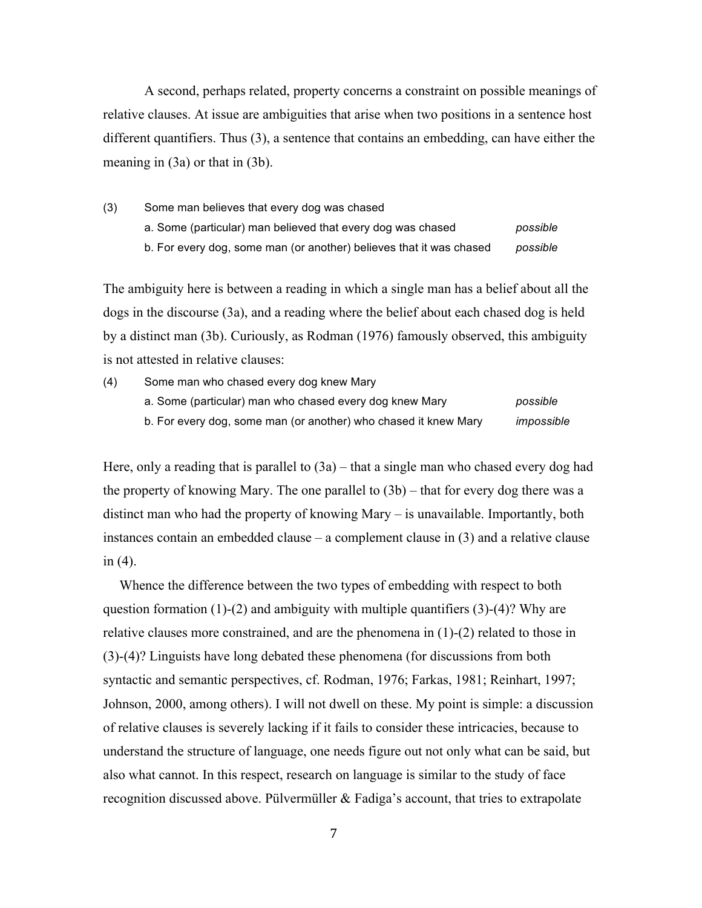A second, perhaps related, property concerns a constraint on possible meanings of relative clauses. At issue are ambiguities that arise when two positions in a sentence host different quantifiers. Thus (3), a sentence that contains an embedding, can have either the meaning in (3a) or that in (3b).

(3) Some man believes that every dog was chased
  a. Some (particular) man believed that every dog was chased *possible*
  b. For every dog, some man (or another) believes that it was chased *possible*

The ambiguity here is between a reading in which a single man has a belief about all the dogs in the discourse (3a), and a reading where the belief about each chased dog is held by a distinct man (3b). Curiously, as Rodman (1976) famously observed, this ambiguity is not attested in relative clauses:

(4) Some man who chased every dog knew Mary
  a. Some (particular) man who chased every dog knew Mary *possible*
  b. For every dog, some man (or another) who chased it knew Mary *impossible*

Here, only a reading that is parallel to (3a) – that a single man who chased every dog had the property of knowing Mary. The one parallel to (3b) – that for every dog there was a distinct man who had the property of knowing Mary – is unavailable. Importantly, both instances contain an embedded clause – a complement clause in (3) and a relative clause in (4).

Whence the difference between the two types of embedding with respect to both question formation (1)-(2) and ambiguity with multiple quantifiers (3)-(4)? Why are relative clauses more constrained, and are the phenomena in (1)-(2) related to those in (3)-(4)? Linguists have long debated these phenomena (for discussions from both syntactic and semantic perspectives, cf. Rodman, 1976; Farkas, 1981; Reinhart, 1997; Johnson, 2000, among others). I will not dwell on these. My point is simple: a discussion of relative clauses is severely lacking if it fails to consider these intricacies, because to understand the structure of language, one needs figure out not only what can be said, but also what cannot. In this respect, research on language is similar to the study of face recognition discussed above. Pülvermüller & Fadiga's account, that tries to extrapolate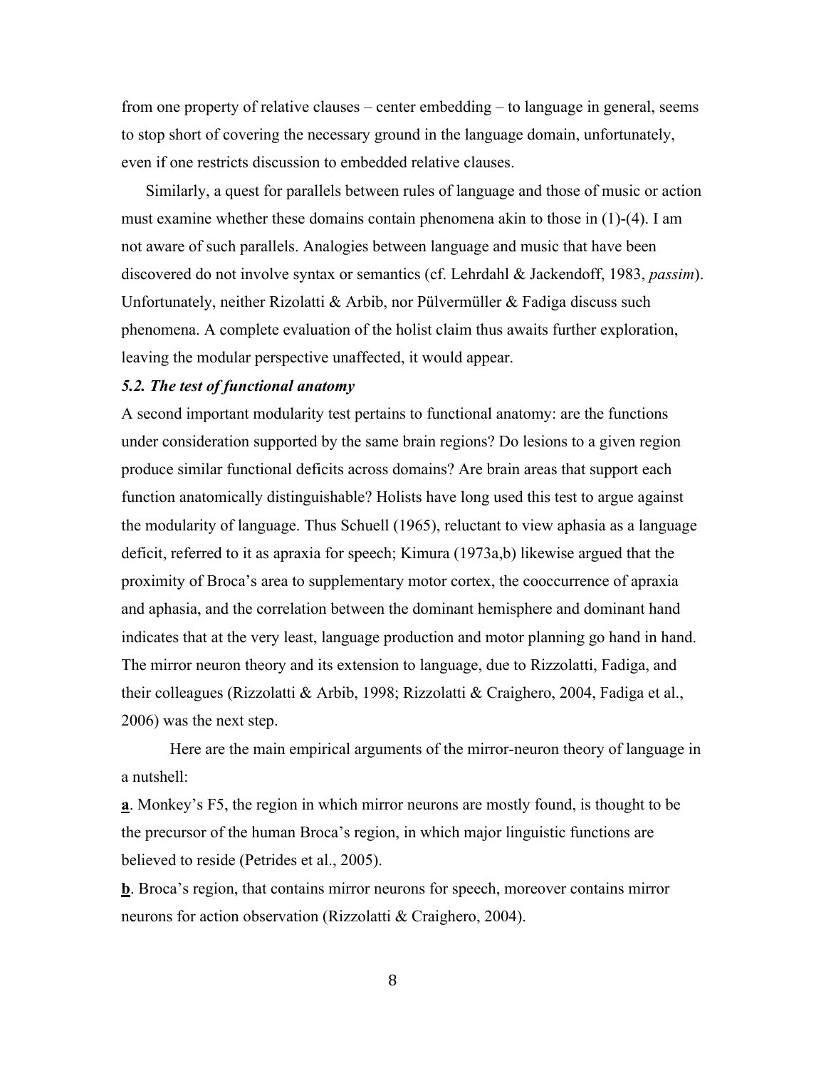from one property of relative clauses – center embedding – to language in general, seems to stop short of covering the necessary ground in the language domain, unfortunately, even if one restricts discussion to embedded relative clauses.

Similarly, a quest for parallels between rules of language and those of music or action must examine whether these domains contain phenomena akin to those in (1)-(4). I am not aware of such parallels. Analogies between language and music that have been discovered do not involve syntax or semantics (cf. Lehrdahl & Jackendoff, 1983, *passim*). Unfortunately, neither Rizolatti & Arbib, nor Pülvermüller & Fadiga discuss such phenomena. A complete evaluation of the holist claim thus awaits further exploration, leaving the modular perspective unaffected, it would appear.

### *5.2. The test of functional anatomy*

A second important modularity test pertains to functional anatomy: are the functions under consideration supported by the same brain regions? Do lesions to a given region produce similar functional deficits across domains? Are brain areas that support each function anatomically distinguishable? Holists have long used this test to argue against the modularity of language. Thus Schuell (1965), reluctant to view aphasia as a language deficit, referred to it as apraxia for speech; Kimura (1973a,b) likewise argued that the proximity of Broca's area to supplementary motor cortex, the cooccurrence of apraxia and aphasia, and the correlation between the dominant hemisphere and dominant hand indicates that at the very least, language production and motor planning go hand in hand. The mirror neuron theory and its extension to language, due to Rizzolatti, Fadiga, and their colleagues (Rizzolatti & Arbib, 1998; Rizzolatti & Craighero, 2004, Fadiga et al., 2006) was the next step.

Here are the main empirical arguments of the mirror-neuron theory of language in a nutshell:

**a**. Monkey's F5, the region in which mirror neurons are mostly found, is thought to be the precursor of the human Broca's region, in which major linguistic functions are believed to reside (Petrides et al., 2005).

**b**. Broca's region, that contains mirror neurons for speech, moreover contains mirror neurons for action observation (Rizzolatti & Craighero, 2004).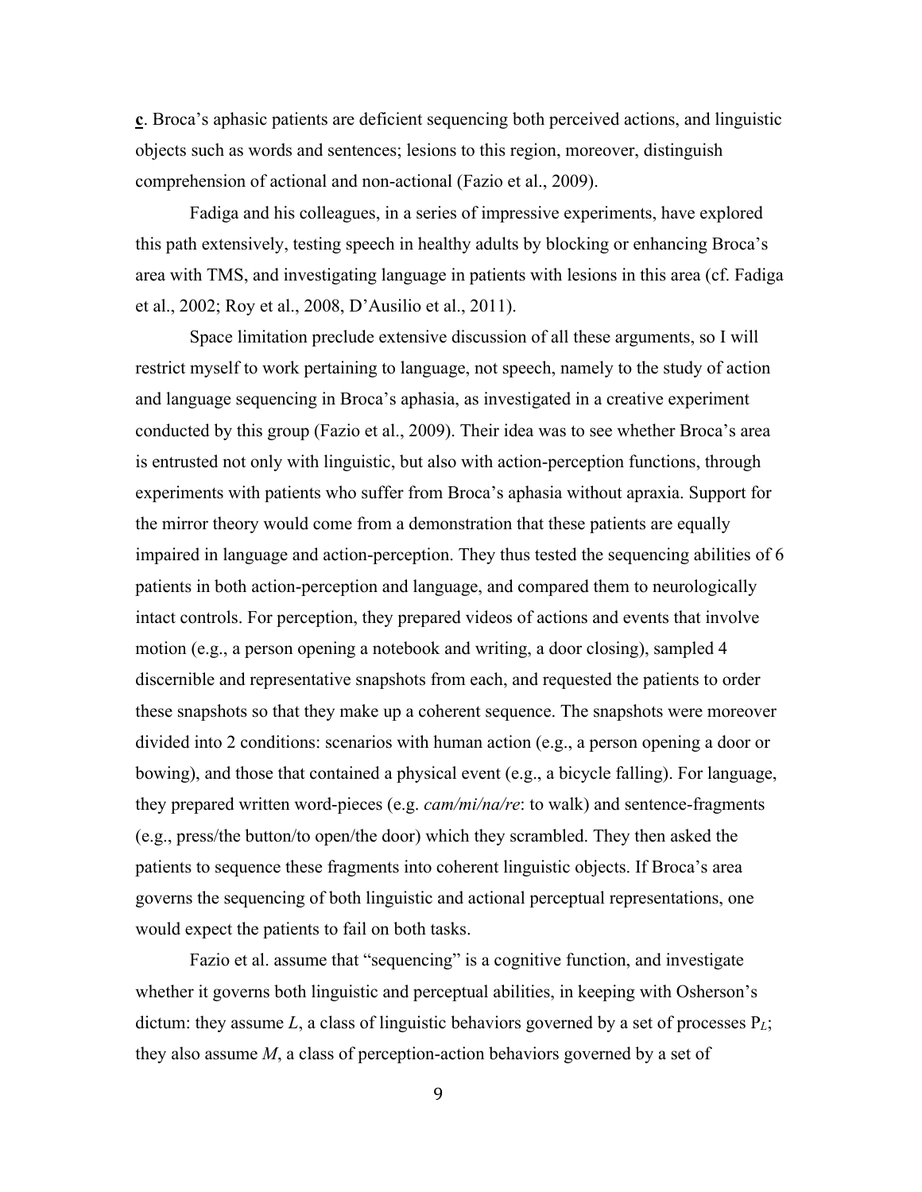**c**. Broca's aphasic patients are deficient sequencing both perceived actions, and linguistic objects such as words and sentences; lesions to this region, moreover, distinguish comprehension of actional and non-actional (Fazio et al., 2009).

Fadiga and his colleagues, in a series of impressive experiments, have explored this path extensively, testing speech in healthy adults by blocking or enhancing Broca's area with TMS, and investigating language in patients with lesions in this area (cf. Fadiga et al., 2002; Roy et al., 2008, D'Ausilio et al., 2011).

Space limitation preclude extensive discussion of all these arguments, so I will restrict myself to work pertaining to language, not speech, namely to the study of action and language sequencing in Broca's aphasia, as investigated in a creative experiment conducted by this group (Fazio et al., 2009). Their idea was to see whether Broca's area is entrusted not only with linguistic, but also with action-perception functions, through experiments with patients who suffer from Broca's aphasia without apraxia. Support for the mirror theory would come from a demonstration that these patients are equally impaired in language and action-perception. They thus tested the sequencing abilities of 6 patients in both action-perception and language, and compared them to neurologically intact controls. For perception, they prepared videos of actions and events that involve motion (e.g., a person opening a notebook and writing, a door closing), sampled 4 discernible and representative snapshots from each, and requested the patients to order these snapshots so that they make up a coherent sequence. The snapshots were moreover divided into 2 conditions: scenarios with human action (e.g., a person opening a door or bowing), and those that contained a physical event (e.g., a bicycle falling). For language, they prepared written word-pieces (e.g. *cam/mi/na/re*: to walk) and sentence-fragments (e.g., press/the button/to open/the door) which they scrambled. They then asked the patients to sequence these fragments into coherent linguistic objects. If Broca's area governs the sequencing of both linguistic and actional perceptual representations, one would expect the patients to fail on both tasks.

Fazio et al. assume that "sequencing" is a cognitive function, and investigate whether it governs both linguistic and perceptual abilities, in keeping with Osherson's dictum: they assume *L*, a class of linguistic behaviors governed by a set of processes $P_L$; they also assume *M*, a class of perception-action behaviors governed by a set of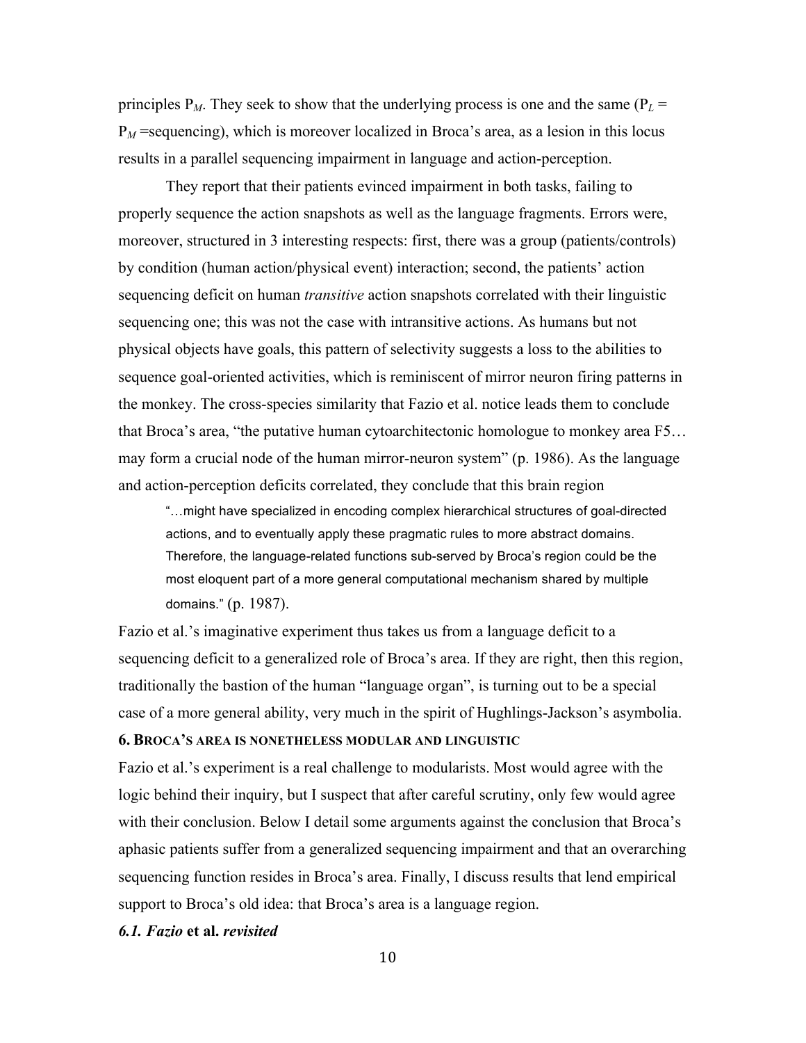principles $P_M$. They seek to show that the underlying process is one and the same ($P_L = P_M$ =sequencing), which is moreover localized in Broca's area, as a lesion in this locus results in a parallel sequencing impairment in language and action-perception.

They report that their patients evinced impairment in both tasks, failing to properly sequence the action snapshots as well as the language fragments. Errors were, moreover, structured in 3 interesting respects: first, there was a group (patients/controls) by condition (human action/physical event) interaction; second, the patients' action sequencing deficit on human *transitive* action snapshots correlated with their linguistic sequencing one; this was not the case with intransitive actions. As humans but not physical objects have goals, this pattern of selectivity suggests a loss to the abilities to sequence goal-oriented activities, which is reminiscent of mirror neuron firing patterns in the monkey. The cross-species similarity that Fazio et al. notice leads them to conclude that Broca's area, "the putative human cytoarchitectonic homologue to monkey area F5… may form a crucial node of the human mirror-neuron system" (p. 1986). As the language and action-perception deficits correlated, they conclude that this brain region

> "…might have specialized in encoding complex hierarchical structures of goal-directed actions, and to eventually apply these pragmatic rules to more abstract domains. Therefore, the language-related functions sub-served by Broca's region could be the most eloquent part of a more general computational mechanism shared by multiple domains." (p. 1987).

Fazio et al.'s imaginative experiment thus takes us from a language deficit to a sequencing deficit to a generalized role of Broca's area. If they are right, then this region, traditionally the bastion of the human "language organ", is turning out to be a special case of a more general ability, very much in the spirit of Hughlings-Jackson's asymbolia.

### 6. Broca's area is nonetheless modular and linguistic

Fazio et al.'s experiment is a real challenge to modularists. Most would agree with the logic behind their inquiry, but I suspect that after careful scrutiny, only few would agree with their conclusion. Below I detail some arguments against the conclusion that Broca's aphasic patients suffer from a generalized sequencing impairment and that an overarching sequencing function resides in Broca's area. Finally, I discuss results that lend empirical support to Broca's old idea: that Broca's area is a language region.

#### *6.1. Fazio* et al. *revisited*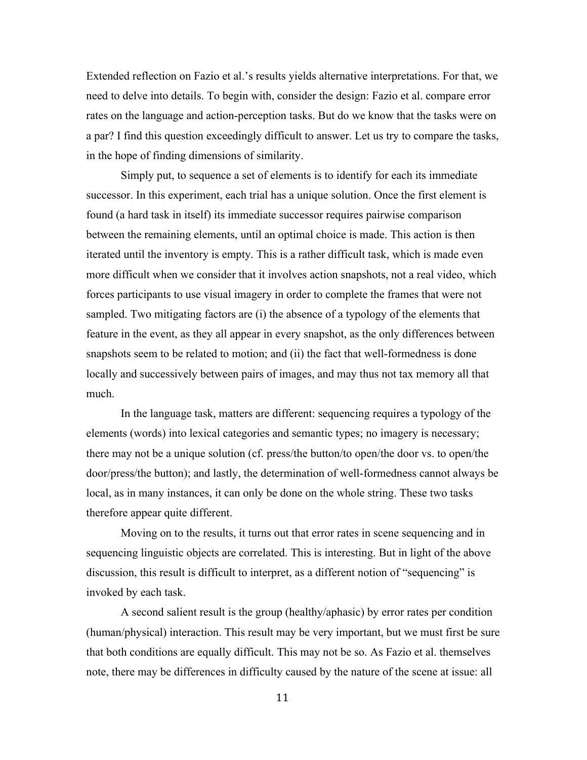Extended reflection on Fazio et al.'s results yields alternative interpretations. For that, we need to delve into details. To begin with, consider the design: Fazio et al. compare error rates on the language and action-perception tasks. But do we know that the tasks were on a par? I find this question exceedingly difficult to answer. Let us try to compare the tasks, in the hope of finding dimensions of similarity.

Simply put, to sequence a set of elements is to identify for each its immediate successor. In this experiment, each trial has a unique solution. Once the first element is found (a hard task in itself) its immediate successor requires pairwise comparison between the remaining elements, until an optimal choice is made. This action is then iterated until the inventory is empty. This is a rather difficult task, which is made even more difficult when we consider that it involves action snapshots, not a real video, which forces participants to use visual imagery in order to complete the frames that were not sampled. Two mitigating factors are (i) the absence of a typology of the elements that feature in the event, as they all appear in every snapshot, as the only differences between snapshots seem to be related to motion; and (ii) the fact that well-formedness is done locally and successively between pairs of images, and may thus not tax memory all that much.

In the language task, matters are different: sequencing requires a typology of the elements (words) into lexical categories and semantic types; no imagery is necessary; there may not be a unique solution (cf. press/the button/to open/the door vs. to open/the door/press/the button); and lastly, the determination of well-formedness cannot always be local, as in many instances, it can only be done on the whole string. These two tasks therefore appear quite different.

Moving on to the results, it turns out that error rates in scene sequencing and in sequencing linguistic objects are correlated. This is interesting. But in light of the above discussion, this result is difficult to interpret, as a different notion of "sequencing" is invoked by each task.

A second salient result is the group (healthy/aphasic) by error rates per condition (human/physical) interaction. This result may be very important, but we must first be sure that both conditions are equally difficult. This may not be so. As Fazio et al. themselves note, there may be differences in difficulty caused by the nature of the scene at issue: all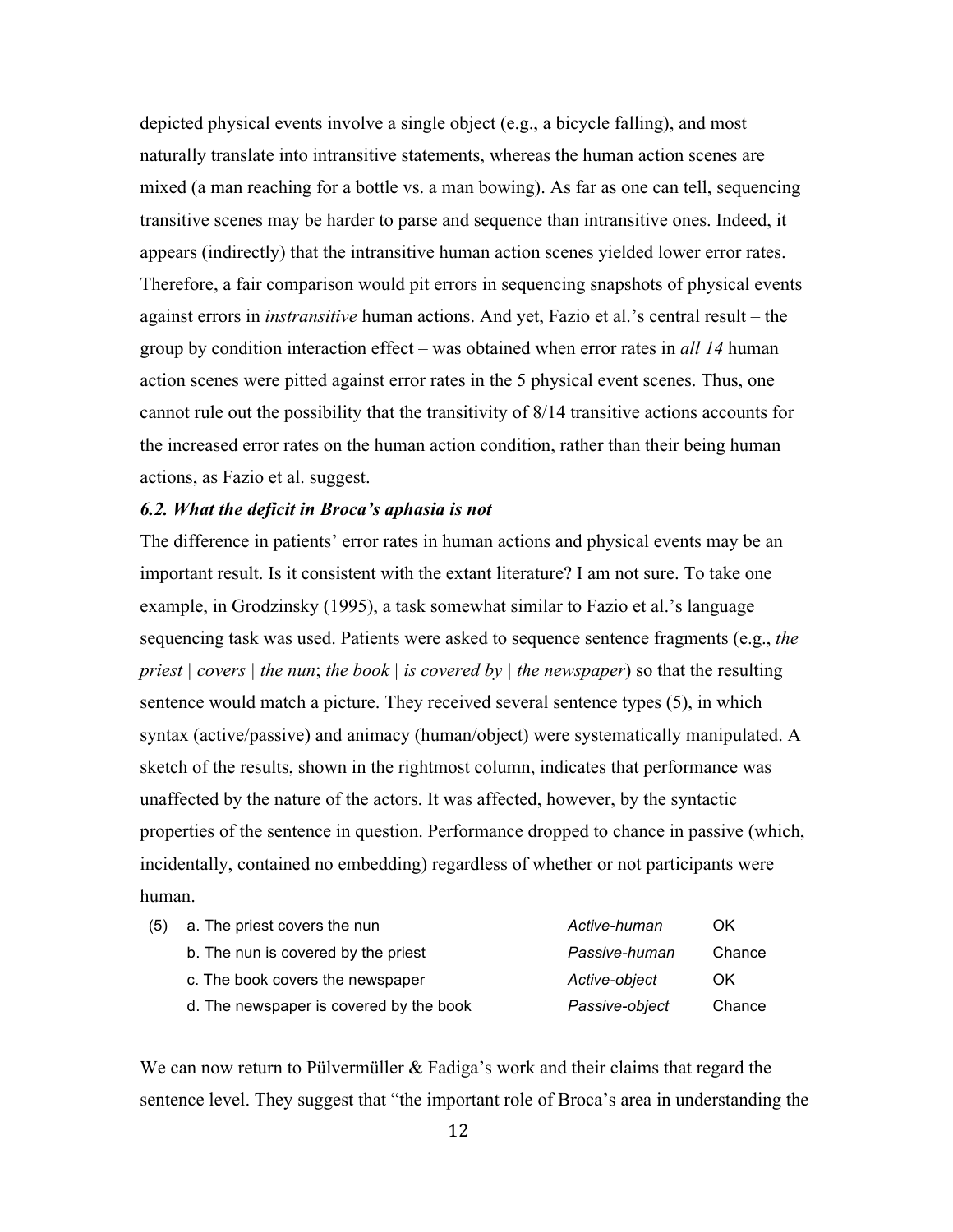depicted physical events involve a single object (e.g., a bicycle falling), and most naturally translate into intransitive statements, whereas the human action scenes are mixed (a man reaching for a bottle vs. a man bowing). As far as one can tell, sequencing transitive scenes may be harder to parse and sequence than intransitive ones. Indeed, it appears (indirectly) that the intransitive human action scenes yielded lower error rates. Therefore, a fair comparison would pit errors in sequencing snapshots of physical events against errors in *instransitive* human actions. And yet, Fazio et al.'s central result – the group by condition interaction effect – was obtained when error rates in *all 14* human action scenes were pitted against error rates in the 5 physical event scenes. Thus, one cannot rule out the possibility that the transitivity of 8/14 transitive actions accounts for the increased error rates on the human action condition, rather than their being human actions, as Fazio et al. suggest.

### *6.2. What the deficit in Broca's aphasia is not*

The difference in patients' error rates in human actions and physical events may be an important result. Is it consistent with the extant literature? I am not sure. To take one example, in Grodzinsky (1995), a task somewhat similar to Fazio et al.'s language sequencing task was used. Patients were asked to sequence sentence fragments (e.g., *the priest | covers | the nun*; *the book | is covered by | the newspaper*) so that the resulting sentence would match a picture. They received several sentence types (5), in which syntax (active/passive) and animacy (human/object) were systematically manipulated. A sketch of the results, shown in the rightmost column, indicates that performance was unaffected by the nature of the actors. It was affected, however, by the syntactic properties of the sentence in question. Performance dropped to chance in passive (which, incidentally, contained no embedding) regardless of whether or not participants were human.

| (5) | | | |
|---|---|---|---|
| | a. The priest covers the nun | *Active-human* | OK |
| | b. The nun is covered by the priest | *Passive-human* | Chance |
| | c. The book covers the newspaper | *Active-object* | OK |
| | d. The newspaper is covered by the book | *Passive-object* | Chance |

We can now return to Pülvermüller & Fadiga's work and their claims that regard the sentence level. They suggest that "the important role of Broca's area in understanding the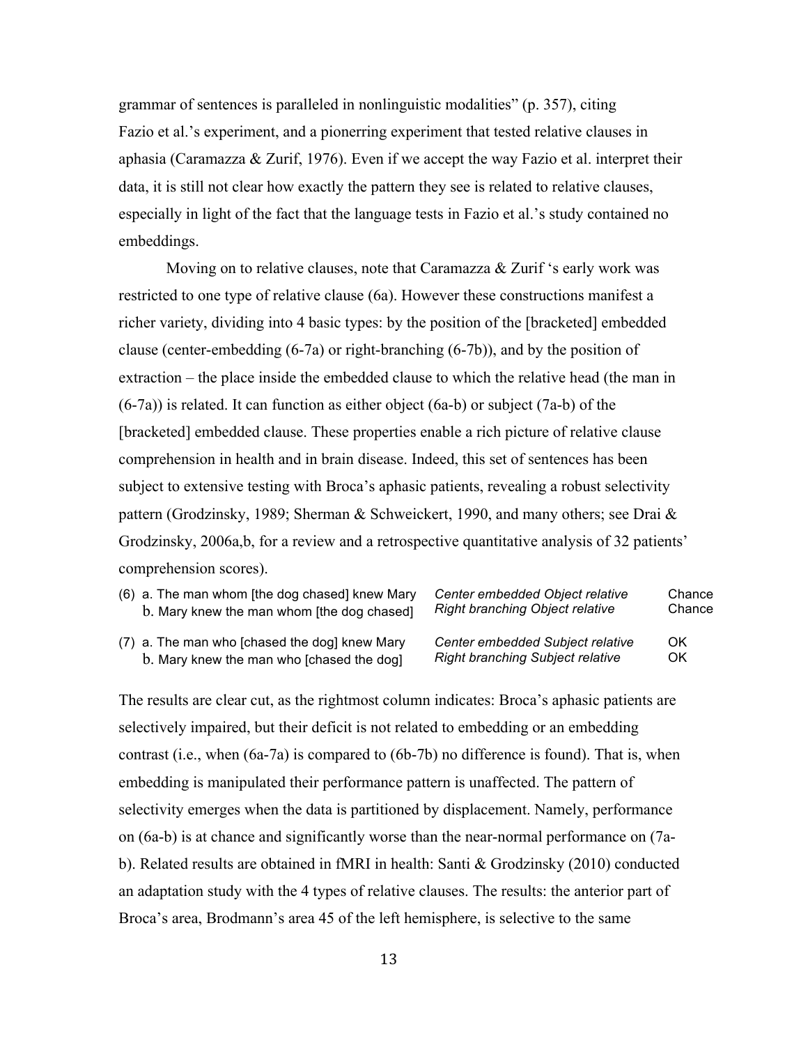grammar of sentences is paralleled in nonlinguistic modalities" (p. 357), citing Fazio et al.'s experiment, and a pionerring experiment that tested relative clauses in aphasia (Caramazza & Zurif, 1976). Even if we accept the way Fazio et al. interpret their data, it is still not clear how exactly the pattern they see is related to relative clauses, especially in light of the fact that the language tests in Fazio et al.'s study contained no embeddings.

Moving on to relative clauses, note that Caramazza & Zurif 's early work was restricted to one type of relative clause (6a). However these constructions manifest a richer variety, dividing into 4 basic types: by the position of the [bracketed] embedded clause (center-embedding (6-7a) or right-branching (6-7b)), and by the position of extraction – the place inside the embedded clause to which the relative head (the man in (6-7a)) is related. It can function as either object (6a-b) or subject (7a-b) of the [bracketed] embedded clause. These properties enable a rich picture of relative clause comprehension in health and in brain disease. Indeed, this set of sentences has been subject to extensive testing with Broca's aphasic patients, revealing a robust selectivity pattern (Grodzinsky, 1989; Sherman & Schweickert, 1990, and many others; see Drai & Grodzinsky, 2006a,b, for a review and a retrospective quantitative analysis of 32 patients' comprehension scores).

| | | | |
|---|---|---|---|
| (6) | a. The man whom [the dog chased] knew Mary | *Center embedded Object relative* | Chance |
| | b. Mary knew the man whom [the dog chased] | *Right branching Object relative* | Chance |
| (7) | a. The man who [chased the dog] knew Mary | *Center embedded Subject relative* | OK |
| | b. Mary knew the man who [chased the dog] | *Right branching Subject relative* | OK |

The results are clear cut, as the rightmost column indicates: Broca's aphasic patients are selectively impaired, but their deficit is not related to embedding or an embedding contrast (i.e., when (6a-7a) is compared to (6b-7b) no difference is found). That is, when embedding is manipulated their performance pattern is unaffected. The pattern of selectivity emerges when the data is partitioned by displacement. Namely, performance on (6a-b) is at chance and significantly worse than the near-normal performance on (7a-b). Related results are obtained in fMRI in health: Santi & Grodzinsky (2010) conducted an adaptation study with the 4 types of relative clauses. The results: the anterior part of Broca's area, Brodmann's area 45 of the left hemisphere, is selective to the same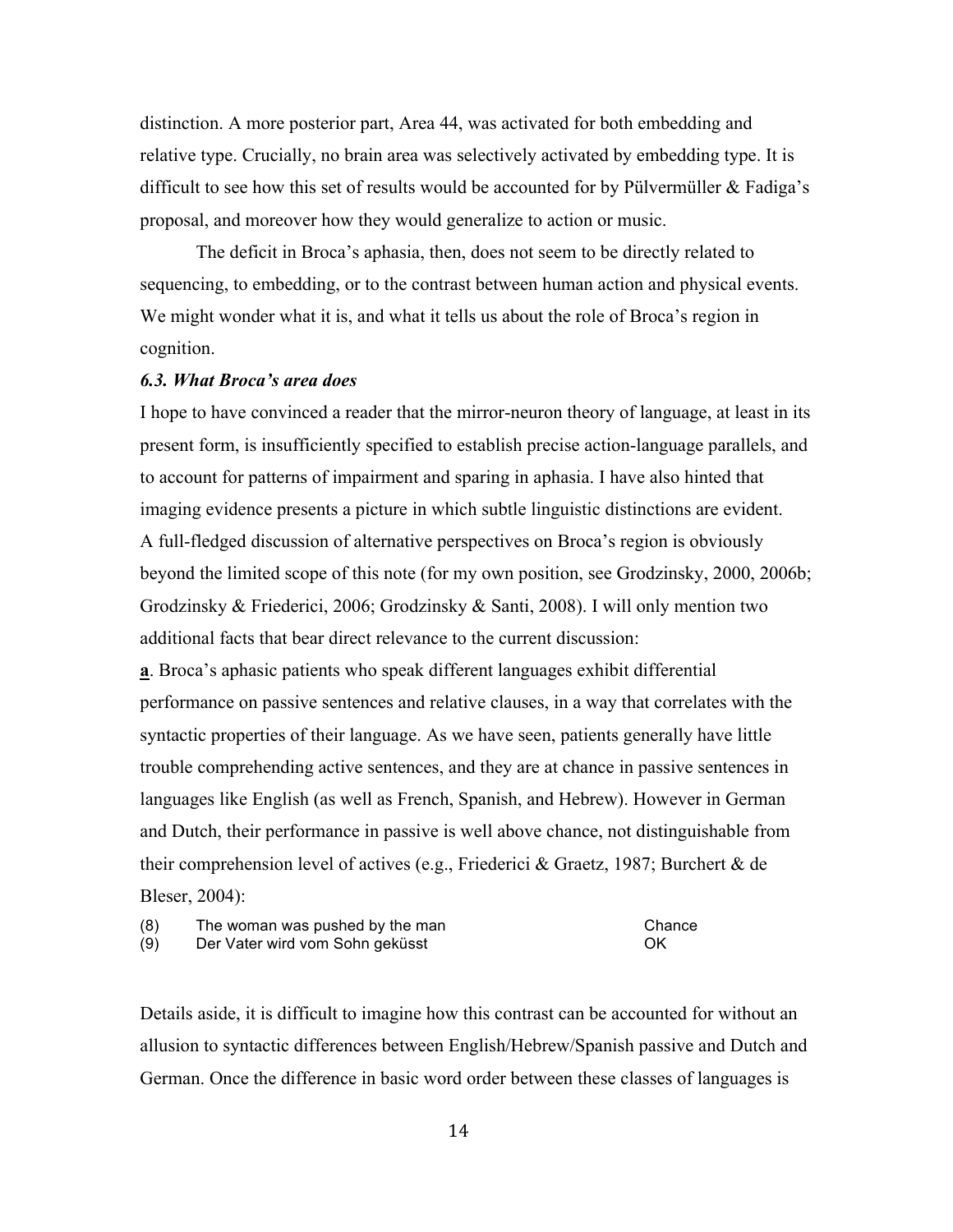distinction. A more posterior part, Area 44, was activated for both embedding and relative type. Crucially, no brain area was selectively activated by embedding type. It is difficult to see how this set of results would be accounted for by Pülvermüller & Fadiga's proposal, and moreover how they would generalize to action or music.

The deficit in Broca's aphasia, then, does not seem to be directly related to sequencing, to embedding, or to the contrast between human action and physical events. We might wonder what it is, and what it tells us about the role of Broca's region in cognition.

### *6.3. What Broca's area does*

I hope to have convinced a reader that the mirror-neuron theory of language, at least in its present form, is insufficiently specified to establish precise action-language parallels, and to account for patterns of impairment and sparing in aphasia. I have also hinted that imaging evidence presents a picture in which subtle linguistic distinctions are evident. A full-fledged discussion of alternative perspectives on Broca's region is obviously beyond the limited scope of this note (for my own position, see Grodzinsky, 2000, 2006b; Grodzinsky & Friederici, 2006; Grodzinsky & Santi, 2008). I will only mention two additional facts that bear direct relevance to the current discussion:

**a**. Broca's aphasic patients who speak different languages exhibit differential performance on passive sentences and relative clauses, in a way that correlates with the syntactic properties of their language. As we have seen, patients generally have little trouble comprehending active sentences, and they are at chance in passive sentences in languages like English (as well as French, Spanish, and Hebrew). However in German and Dutch, their performance in passive is well above chance, not distinguishable from their comprehension level of actives (e.g., Friederici & Graetz, 1987; Burchert & de Bleser, 2004):

(8) The woman was pushed by the man — Chance
(9) Der Vater wird vom Sohn geküsst — OK

Details aside, it is difficult to imagine how this contrast can be accounted for without an allusion to syntactic differences between English/Hebrew/Spanish passive and Dutch and German. Once the difference in basic word order between these classes of languages is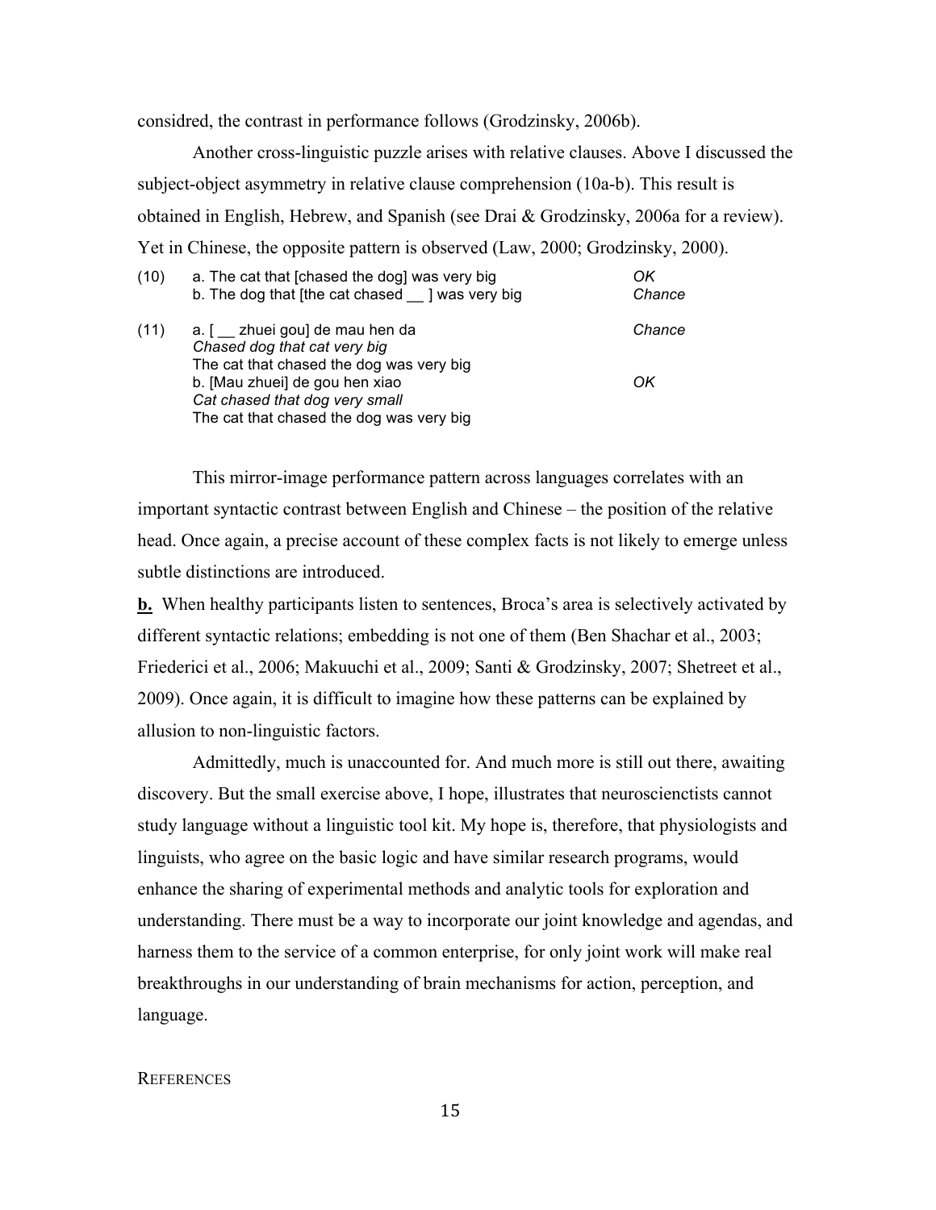considred, the contrast in performance follows (Grodzinsky, 2006b).

Another cross-linguistic puzzle arises with relative clauses. Above I discussed the subject-object asymmetry in relative clause comprehension (10a-b). This result is obtained in English, Hebrew, and Spanish (see Drai & Grodzinsky, 2006a for a review). Yet in Chinese, the opposite pattern is observed (Law, 2000; Grodzinsky, 2000).

| | | |
|---|---|---|
| (10) | a. The cat that [chased the dog] was very big | *OK* |
| | b. The dog that [the cat chased __ ] was very big | *Chance* |
| (11) | a. [ __ zhuei gou] de mau hen da<br>*Chased dog that cat very big*<br>The cat that chased the dog was very big | *Chance* |
| | b. [Mau zhuei] de gou hen xiao<br>*Cat chased that dog very small*<br>The cat that chased the dog was very big | *OK* |

This mirror-image performance pattern across languages correlates with an important syntactic contrast between English and Chinese – the position of the relative head. Once again, a precise account of these complex facts is not likely to emerge unless subtle distinctions are introduced.

**b.** When healthy participants listen to sentences, Broca's area is selectively activated by different syntactic relations; embedding is not one of them (Ben Shachar et al., 2003; Friederici et al., 2006; Makuuchi et al., 2009; Santi & Grodzinsky, 2007; Shetreet et al., 2009). Once again, it is difficult to imagine how these patterns can be explained by allusion to non-linguistic factors.

Admittedly, much is unaccounted for. And much more is still out there, awaiting discovery. But the small exercise above, I hope, illustrates that neuroscienctists cannot study language without a linguistic tool kit. My hope is, therefore, that physiologists and linguists, who agree on the basic logic and have similar research programs, would enhance the sharing of experimental methods and analytic tools for exploration and understanding. There must be a way to incorporate our joint knowledge and agendas, and harness them to the service of a common enterprise, for only joint work will make real breakthroughs in our understanding of brain mechanisms for action, perception, and language.

## REFERENCES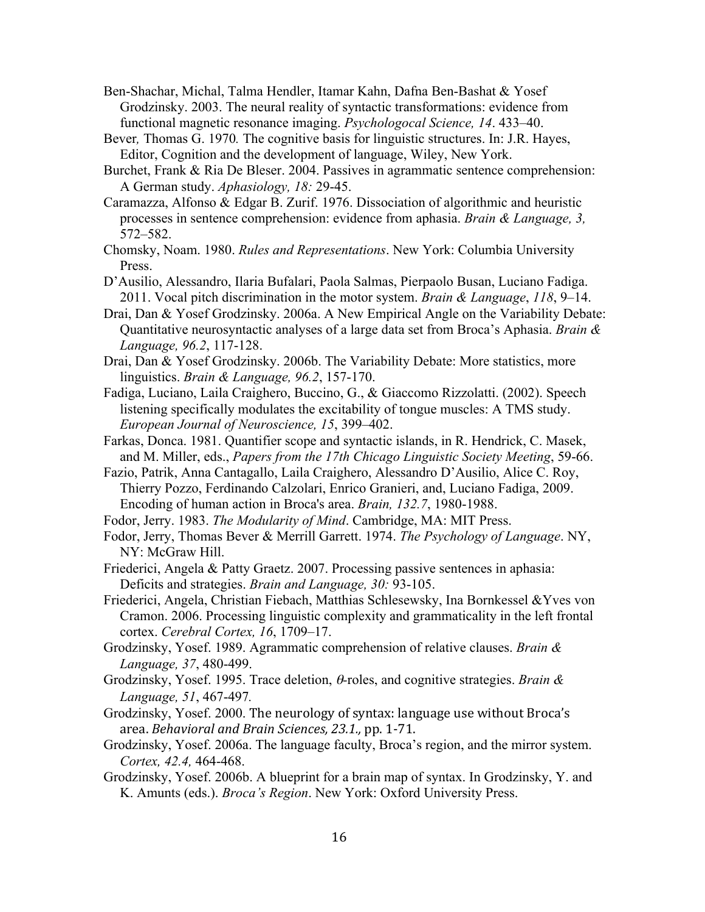Ben-Shachar, Michal, Talma Hendler, Itamar Kahn, Dafna Ben-Bashat & Yosef Grodzinsky. 2003. The neural reality of syntactic transformations: evidence from functional magnetic resonance imaging. *Psychologocal Science, 14*. 433–40.

Bever*,* Thomas G. 1970*.* The cognitive basis for linguistic structures. In: J.R. Hayes, Editor, Cognition and the development of language, Wiley, New York.

Burchet, Frank & Ria De Bleser. 2004. Passives in agrammatic sentence comprehension: A German study. *Aphasiology, 18:* 29-45.

Caramazza, Alfonso & Edgar B. Zurif. 1976. Dissociation of algorithmic and heuristic processes in sentence comprehension: evidence from aphasia. *Brain & Language, 3,* 572–582.

Chomsky, Noam. 1980. *Rules and Representations*. New York: Columbia University Press.

D'Ausilio, Alessandro, Ilaria Bufalari, Paola Salmas, Pierpaolo Busan, Luciano Fadiga. 2011. Vocal pitch discrimination in the motor system. *Brain & Language*, *118*, 9–14.

Drai, Dan & Yosef Grodzinsky. 2006a. A New Empirical Angle on the Variability Debate: Quantitative neurosyntactic analyses of a large data set from Broca's Aphasia. *Brain & Language, 96.2*, 117-128.

Drai, Dan & Yosef Grodzinsky. 2006b. The Variability Debate: More statistics, more linguistics. *Brain & Language, 96.2*, 157-170.

Fadiga, Luciano, Laila Craighero, Buccino, G., & Giaccomo Rizzolatti. (2002). Speech listening specifically modulates the excitability of tongue muscles: A TMS study. *European Journal of Neuroscience, 15*, 399–402.

Farkas, Donca. 1981. Quantifier scope and syntactic islands, in R. Hendrick, C. Masek, and M. Miller, eds., *Papers from the 17th Chicago Linguistic Society Meeting*, 59-66.

Fazio, Patrik, Anna Cantagallo, Laila Craighero, Alessandro D'Ausilio, Alice C. Roy, Thierry Pozzo, Ferdinando Calzolari, Enrico Granieri, and, Luciano Fadiga, 2009. Encoding of human action in Broca's area. *Brain, 132.7*, 1980-1988.

Fodor, Jerry. 1983. *The Modularity of Mind*. Cambridge, MA: MIT Press.

Fodor, Jerry, Thomas Bever & Merrill Garrett. 1974. *The Psychology of Language*. NY, NY: McGraw Hill.

Friederici, Angela & Patty Graetz. 2007. Processing passive sentences in aphasia: Deficits and strategies. *Brain and Language, 30:* 93-105.

Friederici, Angela, Christian Fiebach, Matthias Schlesewsky, Ina Bornkessel &Yves von Cramon. 2006. Processing linguistic complexity and grammaticality in the left frontal cortex. *Cerebral Cortex, 16*, 1709–17.

Grodzinsky, Yosef. 1989. Agrammatic comprehension of relative clauses. *Brain & Language, 37*, 480-499.

Grodzinsky, Yosef. 1995. Trace deletion, *θ*-roles, and cognitive strategies. *Brain & Language, 51*, 467-497*.*

Grodzinsky, Yosef. 2000. The neurology of syntax: language use without Broca's area. *Behavioral and Brain Sciences, 23.1.,* pp. 1-71.

Grodzinsky, Yosef. 2006a. The language faculty, Broca's region, and the mirror system. *Cortex, 42.4,* 464-468.

Grodzinsky, Yosef. 2006b. A blueprint for a brain map of syntax. In Grodzinsky, Y. and K. Amunts (eds.). *Broca's Region*. New York: Oxford University Press.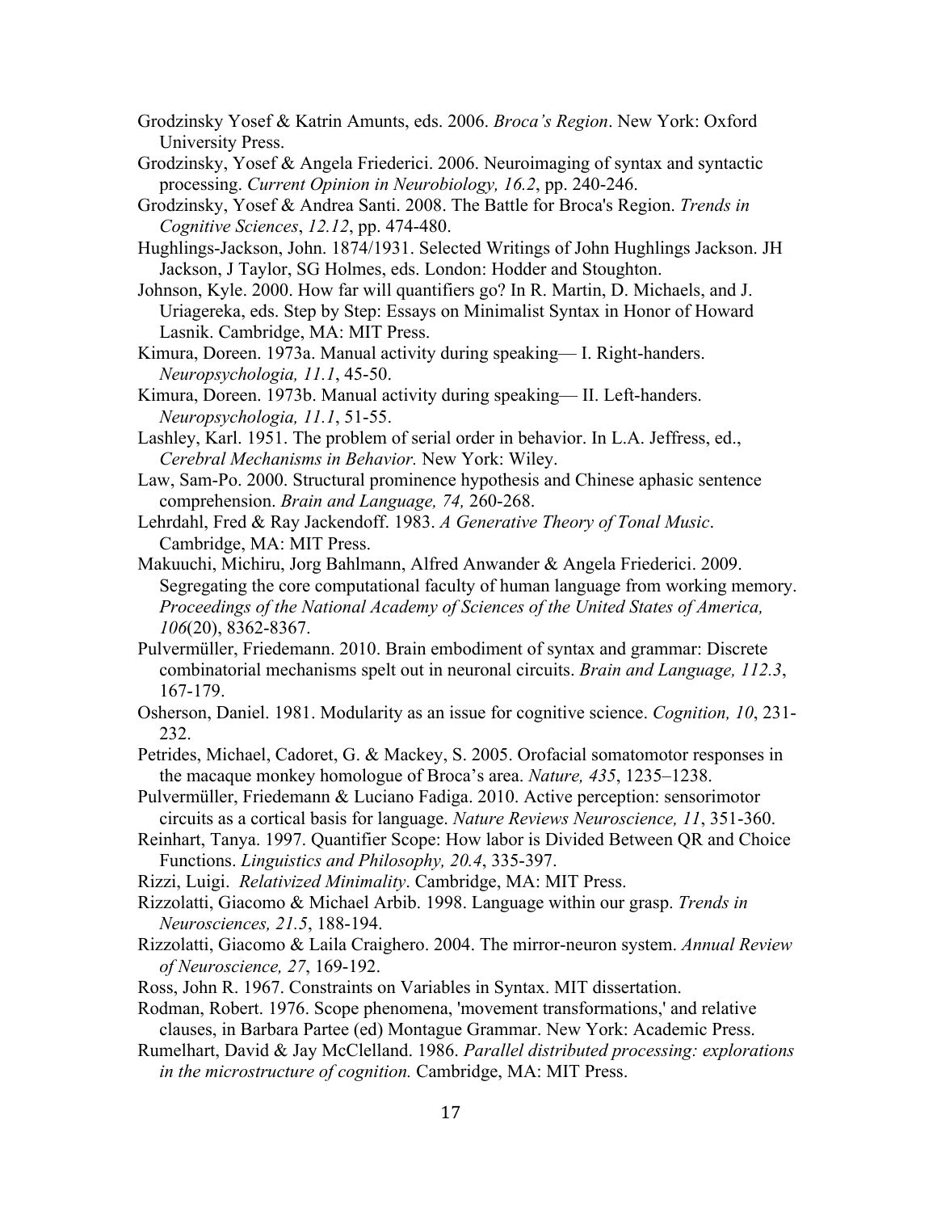Grodzinsky Yosef & Katrin Amunts, eds. 2006. *Broca's Region*. New York: Oxford University Press.

Grodzinsky, Yosef & Angela Friederici. 2006. Neuroimaging of syntax and syntactic processing. *Current Opinion in Neurobiology, 16.2*, pp. 240-246.

Grodzinsky, Yosef & Andrea Santi. 2008. The Battle for Broca's Region. *Trends in Cognitive Sciences*, *12.12*, pp. 474-480.

Hughlings-Jackson, John. 1874/1931. Selected Writings of John Hughlings Jackson. JH Jackson, J Taylor, SG Holmes, eds. London: Hodder and Stoughton.

Johnson, Kyle. 2000. How far will quantifiers go? In R. Martin, D. Michaels, and J. Uriagereka, eds. Step by Step: Essays on Minimalist Syntax in Honor of Howard Lasnik. Cambridge, MA: MIT Press.

Kimura, Doreen. 1973a. Manual activity during speaking— I. Right-handers. *Neuropsychologia, 11.1*, 45-50.

Kimura, Doreen. 1973b. Manual activity during speaking— II. Left-handers. *Neuropsychologia, 11.1*, 51-55.

Lashley, Karl. 1951. The problem of serial order in behavior. In L.A. Jeffress, ed., *Cerebral Mechanisms in Behavior.* New York: Wiley.

Law, Sam-Po. 2000. Structural prominence hypothesis and Chinese aphasic sentence comprehension. *Brain and Language, 74,* 260-268.

Lehrdahl, Fred & Ray Jackendoff. 1983. *A Generative Theory of Tonal Music*. Cambridge, MA: MIT Press.

Makuuchi, Michiru, Jorg Bahlmann, Alfred Anwander & Angela Friederici. 2009. Segregating the core computational faculty of human language from working memory. *Proceedings of the National Academy of Sciences of the United States of America, 106*(20), 8362-8367.

Pulvermüller, Friedemann. 2010. Brain embodiment of syntax and grammar: Discrete combinatorial mechanisms spelt out in neuronal circuits. *Brain and Language, 112.3*, 167-179.

Osherson, Daniel. 1981. Modularity as an issue for cognitive science. *Cognition, 10*, 231-232.

Petrides, Michael, Cadoret, G. & Mackey, S. 2005. Orofacial somatomotor responses in the macaque monkey homologue of Broca's area. *Nature, 435*, 1235–1238.

Pulvermüller, Friedemann & Luciano Fadiga. 2010. Active perception: sensorimotor circuits as a cortical basis for language. *Nature Reviews Neuroscience, 11*, 351-360.

Reinhart, Tanya. 1997. Quantifier Scope: How labor is Divided Between QR and Choice Functions. *Linguistics and Philosophy, 20.4*, 335-397.

Rizzi, Luigi. *Relativized Minimality*. Cambridge, MA: MIT Press.

Rizzolatti, Giacomo & Michael Arbib. 1998. Language within our grasp. *Trends in Neurosciences, 21.5*, 188-194.

Rizzolatti, Giacomo & Laila Craighero. 2004. The mirror-neuron system. *Annual Review of Neuroscience, 27*, 169-192.

Ross, John R. 1967. Constraints on Variables in Syntax. MIT dissertation.

Rodman, Robert. 1976. Scope phenomena, 'movement transformations,' and relative clauses, in Barbara Partee (ed) Montague Grammar. New York: Academic Press.

Rumelhart, David & Jay McClelland. 1986. *Parallel distributed processing: explorations in the microstructure of cognition.* Cambridge, MA: MIT Press.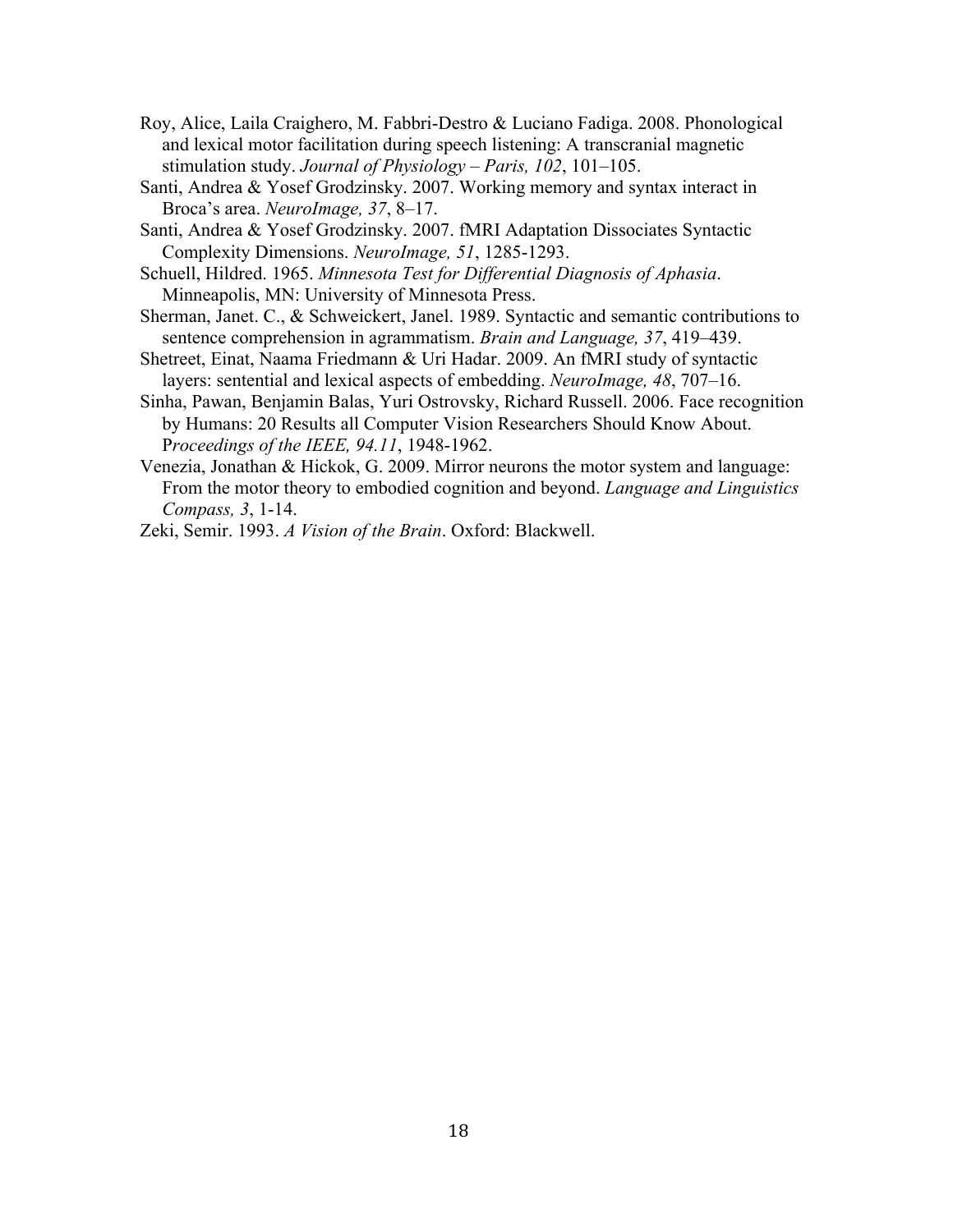Roy, Alice, Laila Craighero, M. Fabbri-Destro & Luciano Fadiga. 2008. Phonological and lexical motor facilitation during speech listening: A transcranial magnetic stimulation study. *Journal of Physiology – Paris, 102*, 101–105.

Santi, Andrea & Yosef Grodzinsky. 2007. Working memory and syntax interact in Broca's area. *NeuroImage, 37*, 8–17.

Santi, Andrea & Yosef Grodzinsky. 2007. fMRI Adaptation Dissociates Syntactic Complexity Dimensions. *NeuroImage, 51*, 1285-1293.

Schuell, Hildred. 1965. *Minnesota Test for Differential Diagnosis of Aphasia*. Minneapolis, MN: University of Minnesota Press.

Sherman, Janet. C., & Schweickert, Janel. 1989. Syntactic and semantic contributions to sentence comprehension in agrammatism. *Brain and Language, 37*, 419–439.

Shetreet, Einat, Naama Friedmann & Uri Hadar. 2009. An fMRI study of syntactic layers: sentential and lexical aspects of embedding. *NeuroImage, 48*, 707–16.

Sinha, Pawan, Benjamin Balas, Yuri Ostrovsky, Richard Russell. 2006. Face recognition by Humans: 20 Results all Computer Vision Researchers Should Know About. P*roceedings of the IEEE, 94.11*, 1948-1962.

Venezia, Jonathan & Hickok, G. 2009. Mirror neurons the motor system and language: From the motor theory to embodied cognition and beyond. *Language and Linguistics Compass, 3*, 1-14.

Zeki, Semir. 1993. *A Vision of the Brain*. Oxford: Blackwell.